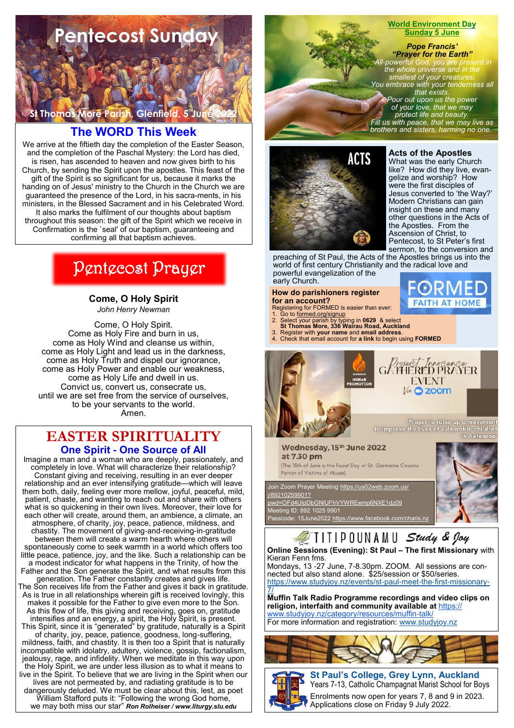# Pentecost Sunday

St Thomas More Parish, Glenfield, 5 June 2022

## The WORD This Week

We arrive at the fiftieth day the completion of the Easter Season, and the completion of the Paschal Mystery: the Lord has died, is risen, has ascended to heaven and now gives birth to his Church, by sending the Spirit upon the apostles. This feast of the gift of the Spirit is so significant for us, because it marks the handing on of Jesus' ministry to the Church in the Church we are guaranteed the presence of the Lord, in his sacra-ments, in his ministers, in the Blessed Sacrament and in his Celebrated Word. It also marks the fulfilment of our thoughts about baptism throughout this season: the gift of the Spirit which we receive in Confirmation is the `seal' of our baptism, guaranteeing and confirming all that baptism achieves.

## Pentecost Prayer

**Come, O Holy Spirit**

*John Henry Newman*

Come, O Holy Spirit.
Come as Holy Fire and burn in us,
come as Holy Wind and cleanse us within,
come as Holy Light and lead us in the darkness,
come as Holy Truth and dispel our ignorance,
come as Holy Power and enable our weakness,
come as Holy Life and dwell in us.
Convict us, convert us, consecrate us,
until we are set free from the service of ourselves,
to be your servants to the world.
Amen.

## EASTER SPIRITUALITY

### One Spirit - One Source of All

Imagine a man and a woman who are deeply, passionately, and completely in love. What will characterize their relationship? Constant giving and receiving, resulting in an ever deeper relationship and an ever intensifying gratitude—which will leave them both, daily, feeling ever more mellow, joyful, peaceful, mild, patient, chaste, and wanting to reach out and share with others what is so quickening in their own lives. Moreover, their love for each other will create, around them, an ambience, a climate, an atmosphere, of charity, joy, peace, patience, mildness, and chastity. The movement of giving-and-receiving-in-gratitude between them will create a warm hearth where others will spontaneously come to seek warmth in a world which offers too little peace, patience, joy, and the like. Such a relationship can be a modest indicator for what happens in the Trinity, of how the Father and the Son generate the Spirit, and what results from this generation. The Father constantly creates and gives life. The Son receives life from the Father and gives it back in gratitude. As is true in all relationships wherein gift is received lovingly, this makes it possible for the Father to give even more to the Son. As this flow of life, this giving and receiving, goes on, gratitude intensifies and an energy, a spirit, the Holy Spirit, is present. This Spirit, since it is "generated" by gratitude, naturally is a Spirit of charity, joy, peace, patience, goodness, long-suffering, mildness, faith, and chastity. It is then too a Spirit that is naturally incompatible with idolatry, adultery, violence, gossip, factionalism, jealousy, rage, and infidelity. When we meditate in this way upon the Holy Spirit, we are under less illusion as to what it means to live in the Spirit. To believe that we are living in the Spirit when our lives are not permeated by, and radiating gratitude is to be dangerously deluded. We must be clear about this, lest, as poet William Stafford puts it: "Following the wrong God home, we may both miss our star" ***Ron Rolheiser / www.liturgy.slu.edu***

---

**World Environment Day**
**Sunday 5 June**

***Pope Francis' "Prayer for the Earth"***

*All-powerful God, you are present in the whole universe and in the smallest of your creatures.*
*You embrace with your tenderness all that exists.*
*Pour out upon us the power of your love, that we may protect life and beauty.*
*Fill us with peace, that we may live as brothers and sisters, harming no one.*

---

### Acts of the Apostles

What was the early Church like? How did they live, evangelize and worship? How were the first disciples of Jesus converted to 'the Way?' Modern Christians can gain insight on these and many other questions in the Acts of the Apostles. From the Ascension of Christ, to Pentecost, to St Peter's first sermon, to the conversion and preaching of St Paul, the Acts of the Apostles brings us into the world of first century Christianity and the radical love and powerful evangelization of the early Church.

FORMED FAITH AT HOME

**How do parishioners register for an account?**

Registering for FORMED is easier than ever:

1. Go to formed.org/signup
2. Select your parish by typing in **0629** & select **St Thomas More, 336 Wairau Road, Auckland**
3. Register with **your name** and **email address**.
4. Check that email account for **a link** to begin using **FORMED**

---

Commission for Human Promotion

**Project Innocence GATHERED PRAYER EVENT**
Via zoom

'Prayer to raise up a movement to improve the lives of vulnerable children in Aotearoa'

**Wednesday, 15th June 2022 at 7.30 pm**

(The 15th of June is the Feast Day of St. Germaine Cousins - Patron of Victims of Abuse)

Join Zoom Prayer Meeting https://us02web.zoom.us/j/89210259901?pwd=OFd4UlpDbGNIUFhVYWREemp6NXE1dz09
Meeting ID: 892 1025 9901
Passcode: 15June2022 https://www.facebook.com/charis.nz

---

**TITIPOUNAMU *Study & Joy***

**Online Sessions (Evening): St Paul – The first Missionary** with Kieran Fenn fms.
Mondays, 13 -27 June, 7-8.30pm. ZOOM. All sessions are connected but also stand alone. $25/session or $50/series.
https://www.studyjoy.nz/events/st-paul-meet-the-first-missionary-7/

**Muffin Talk Radio Programme recordings and video clips on religion, interfaith and community available at** https://www.studyjoy.nz/category/resources/muffin-talk/
For more information and registration: www.studyjoy.nz

---

**St Paul's College, Grey Lynn, Auckland**
Years 7-13, Catholic Champagnat Marist School for Boys
Enrolments now open for years 7, 8 and 9 in 2023.
Applications close on Friday 9 July 2022.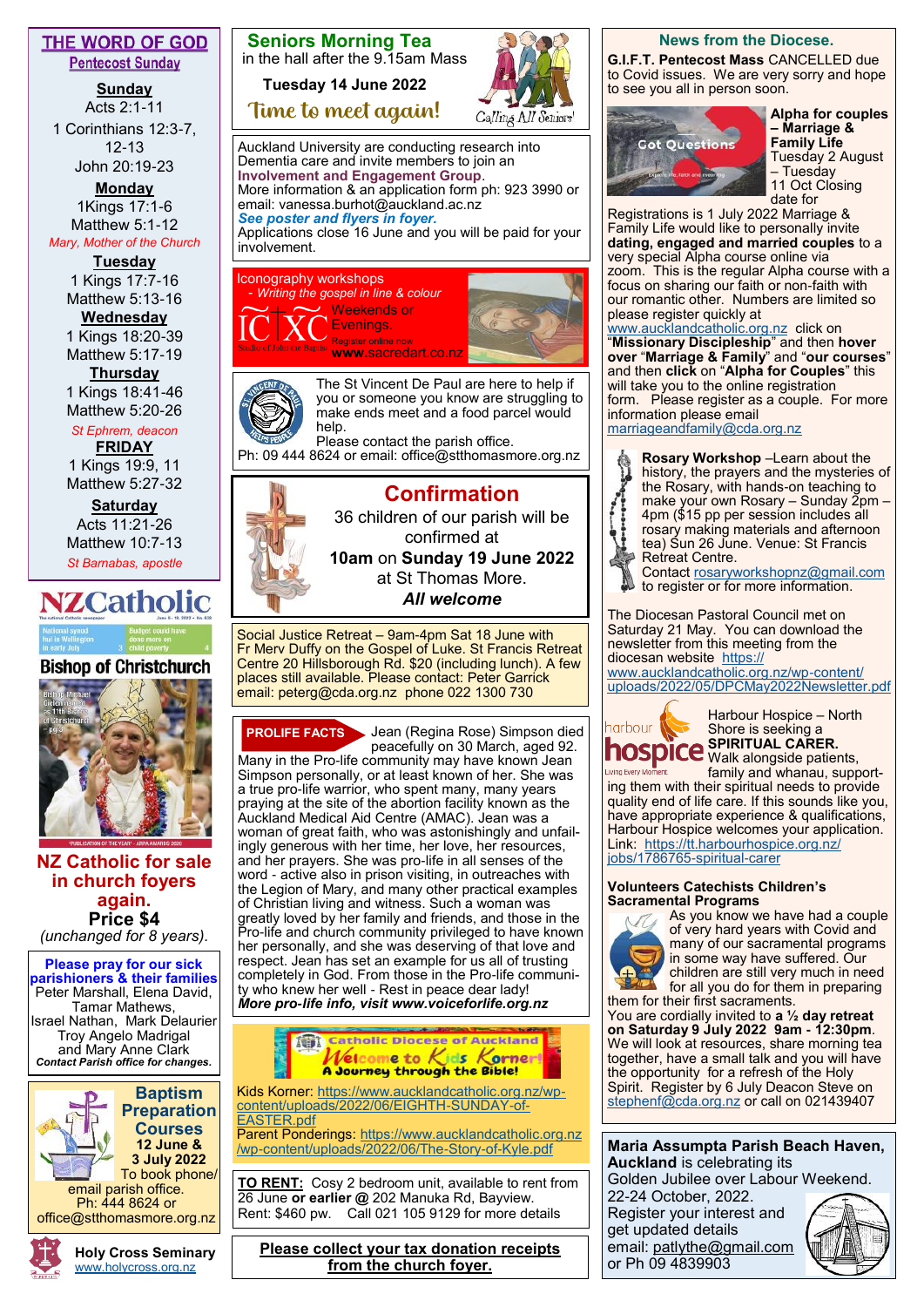## THE WORD OF GOD
### Pentecost Sunday

**Sunday**
Acts 2:1-11
1 Corinthians 12:3-7, 12-13
John 20:19-23

**Monday**
1Kings 17:1-6
Matthew 5:1-12
*Mary, Mother of the Church*

**Tuesday**
1 Kings 17:7-16
Matthew 5:13-16

**Wednesday**
1 Kings 18:20-39
Matthew 5:17-19

**Thursday**
1 Kings 18:41-46
Matthew 5:20-26
*St Ephrem, deacon*

**FRIDAY**
1 Kings 19:9, 11
Matthew 5:27-32

**Saturday**
Acts 11:21-26
Matthew 10:7-13
*St Barnabas, apostle*

NZCatholic
Bishop of Christchurch

**NZ Catholic for sale in church foyers again.**
**Price $4**
*(unchanged for 8 years).*

**Please pray for our sick parishioners & their families**
Peter Marshall, Elena David, Tamar Mathews, Israel Nathan, Mark Delaurier Troy Angelo Madrigal and Mary Anne Clark
***Contact Parish office for changes.***

**Baptism Preparation Courses**
**12 June & 3 July 2022**
To book phone/ email parish office.
Ph: 444 8624 or office@stthomasmore.org.nz

**Holy Cross Seminary**
www.holycross.org.nz

---

## Seniors Morning Tea
in the hall after the 9.15am Mass
**Tuesday 14 June 2022**
Time to meet again!
Calling All Seniors!

---

Auckland University are conducting research into Dementia care and invite members to join an **Involvement and Engagement Group**.
More information & an application form ph: 923 3990 or email: vanessa.burhot@auckland.ac.nz
***See poster and flyers in foyer.***
Applications close 16 June and you will be paid for your involvement.

---

Iconography workshops
*- Writing the gospel in line & colour*
Weekends or Evenings.
Register online now
**www.sacredart.co.nz**

---

The St Vincent De Paul are here to help if you or someone you know are struggling to make ends meet and a food parcel would help.
Please contact the parish office.
Ph: 09 444 8624 or email: office@stthomasmore.org.nz

---

## Confirmation
36 children of our parish will be confirmed at
**10am** on **Sunday 19 June 2022** at St Thomas More.
***All welcome***

---

Social Justice Retreat – 9am-4pm Sat 18 June with Fr Merv Duffy on the Gospel of Luke. St Francis Retreat Centre 20 Hillsborough Rd. $20 (including lunch). A few places still available. Please contact: Peter Garrick email: peterg@cda.org.nz phone 022 1300 730

---

**PROLIFE FACTS** Jean (Regina Rose) Simpson died peacefully on 30 March, aged 92. Many in the Pro-life community may have known Jean Simpson personally, or at least known of her. She was a true pro-life warrior, who spent many, many years praying at the site of the abortion facility known as the Auckland Medical Aid Centre (AMAC). Jean was a woman of great faith, who was astonishingly and unfailingly generous with her time, her love, her resources, and her prayers. She was pro-life in all senses of the word - active also in prison visiting, in outreaches with the Legion of Mary, and many other practical examples of Christian living and witness. Such a woman was greatly loved by her family and friends, and those in the Pro-life and church community privileged to have known her personally, and she was deserving of that love and respect. Jean has set an example for us all of trusting completely in God. From those in the Pro-life community who knew her well - Rest in peace dear lady!
***More pro-life info, visit www.voiceforlife.org.nz***

---

Catholic Diocese of Auckland
Welcome to Kids Korner!
A Journey through the Bible!

Kids Korner: https://www.aucklandcatholic.org.nz/wp-content/uploads/2022/06/EIGHTH-SUNDAY-of-EASTER.pdf
Parent Ponderings: https://www.aucklandcatholic.org.nz/wp-content/uploads/2022/06/The-Story-of-Kyle.pdf

---

**TO RENT:** Cosy 2 bedroom unit, available to rent from 26 June **or earlier @** 202 Manuka Rd, Bayview.
Rent: $460 pw. Call 021 105 9129 for more details

---

**Please collect your tax donation receipts from the church foyer.**

---

## News from the Diocese.

**G.I.F.T. Pentecost Mass** CANCELLED due to Covid issues. We are very sorry and hope to see you all in person soon.

**Alpha for couples – Marriage & Family Life** Tuesday 2 August – Tuesday 11 Oct Closing date for Registrations is 1 July 2022 Marriage & Family Life would like to personally invite **dating, engaged and married couples** to a very special Alpha course online via zoom. This is the regular Alpha course with a focus on sharing our faith or non-faith with our romantic other. Numbers are limited so please register quickly at www.aucklandcatholic.org.nz click on "**Missionary Discipleship**" and then **hover over** "**Marriage & Family**" and "**our courses**" and then **click** on "**Alpha for Couples**" this will take you to the online registration form. Please register as a couple. For more information please email marriageandfamily@cda.org.nz

**Rosary Workshop** –Learn about the history, the prayers and the mysteries of the Rosary, with hands-on teaching to make your own Rosary – Sunday 2pm – 4pm ($15 pp per session includes all rosary making materials and afternoon tea) Sun 26 June. Venue: St Francis Retreat Centre.
Contact rosaryworkshopnz@gmail.com to register or for more information.

The Diocesan Pastoral Council met on Saturday 21 May. You can download the newsletter from this meeting from the diocesan website https://www.aucklandcatholic.org.nz/wp-content/uploads/2022/05/DPCMay2022Newsletter.pdf

Harbour Hospice – North Shore is seeking a **SPIRITUAL CARER.** Walk alongside patients, family and whanau, supporting them with their spiritual needs to provide quality end of life care. If this sounds like you, have appropriate experience & qualifications, Harbour Hospice welcomes your application. Link: https://tt.harbourhospice.org.nz/jobs/1786765-spiritual-carer

**Volunteers Catechists Children's Sacramental Programs**
As you know we have had a couple of very hard years with Covid and many of our sacramental programs in some way have suffered. Our children are still very much in need for all you do for them in preparing them for their first sacraments.
You are cordially invited to **a ½ day retreat on Saturday 9 July 2022 9am - 12:30pm**. We will look at resources, share morning tea together, have a small talk and you will have the opportunity for a refresh of the Holy Spirit. Register by 6 July Deacon Steve on stephenf@cda.org.nz or call on 021439407

---

**Maria Assumpta Parish Beach Haven, Auckland** is celebrating its Golden Jubilee over Labour Weekend. 22-24 October, 2022.
Register your interest and get updated details
email: patlythe@gmail.com
or Ph 09 4839903